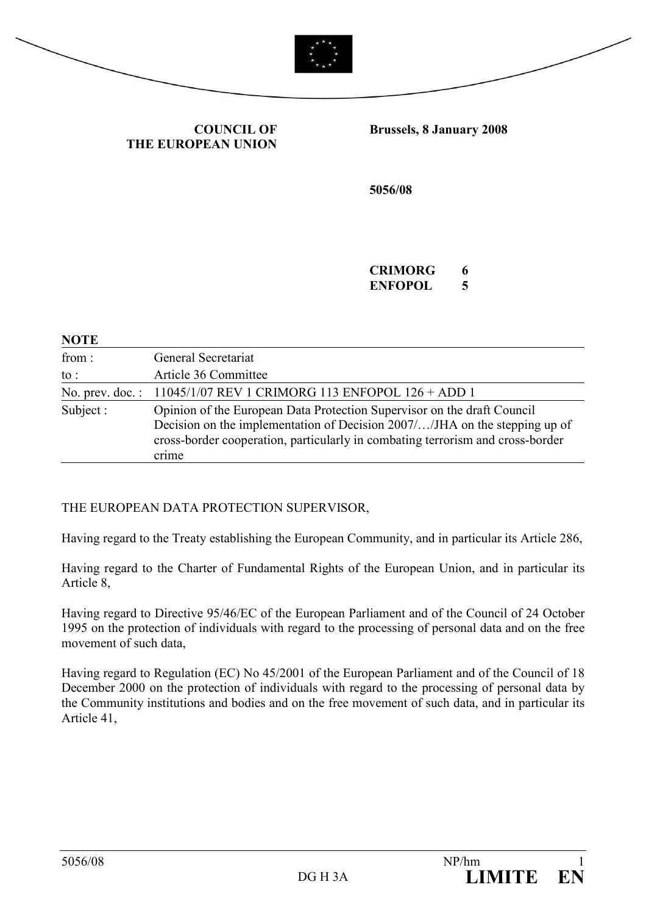**COUNCIL OF THE EUROPEAN UNION**

**Brussels, 8 January 2008**

**5056/08**

**CRIMORG 6**
**ENFOPOL 5**

**NOTE**

| | |
|---|---|
| from : | General Secretariat |
| to : | Article 36 Committee |
| No. prev. doc. : | 11045/1/07 REV 1 CRIMORG 113 ENFOPOL 126 + ADD 1 |
| Subject : | Opinion of the European Data Protection Supervisor on the draft Council Decision on the implementation of Decision 2007/…/JHA on the stepping up of cross-border cooperation, particularly in combating terrorism and cross-border crime |

THE EUROPEAN DATA PROTECTION SUPERVISOR,

Having regard to the Treaty establishing the European Community, and in particular its Article 286,

Having regard to the Charter of Fundamental Rights of the European Union, and in particular its Article 8,

Having regard to Directive 95/46/EC of the European Parliament and of the Council of 24 October 1995 on the protection of individuals with regard to the processing of personal data and on the free movement of such data,

Having regard to Regulation (EC) No 45/2001 of the European Parliament and of the Council of 18 December 2000 on the protection of individuals with regard to the processing of personal data by the Community institutions and bodies and on the free movement of such data, and in particular its Article 41,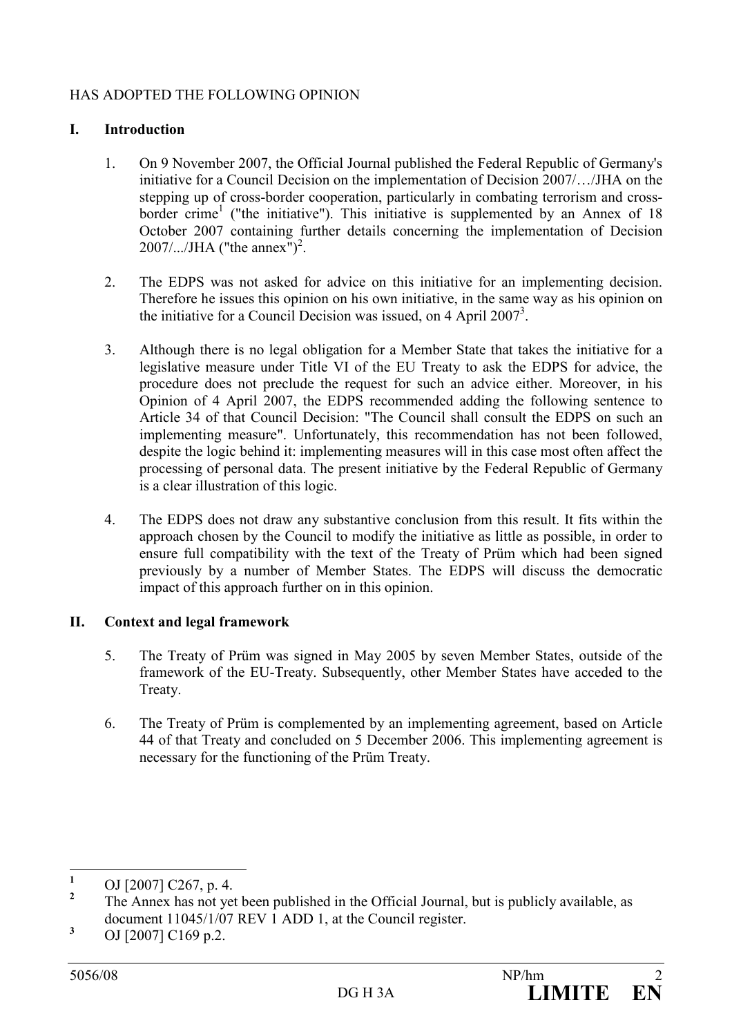HAS ADOPTED THE FOLLOWING OPINION

## I. Introduction

1. On 9 November 2007, the Official Journal published the Federal Republic of Germany's initiative for a Council Decision on the implementation of Decision 2007/…/JHA on the stepping up of cross-border cooperation, particularly in combating terrorism and cross-border crime[1] ("the initiative"). This initiative is supplemented by an Annex of 18 October 2007 containing further details concerning the implementation of Decision 2007/.../JHA ("the annex")[2].

2. The EDPS was not asked for advice on this initiative for an implementing decision. Therefore he issues this opinion on his own initiative, in the same way as his opinion on the initiative for a Council Decision was issued, on 4 April 2007[3].

3. Although there is no legal obligation for a Member State that takes the initiative for a legislative measure under Title VI of the EU Treaty to ask the EDPS for advice, the procedure does not preclude the request for such an advice either. Moreover, in his Opinion of 4 April 2007, the EDPS recommended adding the following sentence to Article 34 of that Council Decision: "The Council shall consult the EDPS on such an implementing measure". Unfortunately, this recommendation has not been followed, despite the logic behind it: implementing measures will in this case most often affect the processing of personal data. The present initiative by the Federal Republic of Germany is a clear illustration of this logic.

4. The EDPS does not draw any substantive conclusion from this result. It fits within the approach chosen by the Council to modify the initiative as little as possible, in order to ensure full compatibility with the text of the Treaty of Prüm which had been signed previously by a number of Member States. The EDPS will discuss the democratic impact of this approach further on in this opinion.

## II. Context and legal framework

5. The Treaty of Prüm was signed in May 2005 by seven Member States, outside of the framework of the EU-Treaty. Subsequently, other Member States have acceded to the Treaty.

6. The Treaty of Prüm is complemented by an implementing agreement, based on Article 44 of that Treaty and concluded on 5 December 2006. This implementing agreement is necessary for the functioning of the Prüm Treaty.

---

[1] OJ [2007] C267, p. 4.

[2] The Annex has not yet been published in the Official Journal, but is publicly available, as document 11045/1/07 REV 1 ADD 1, at the Council register.

[3] OJ [2007] C169 p.2.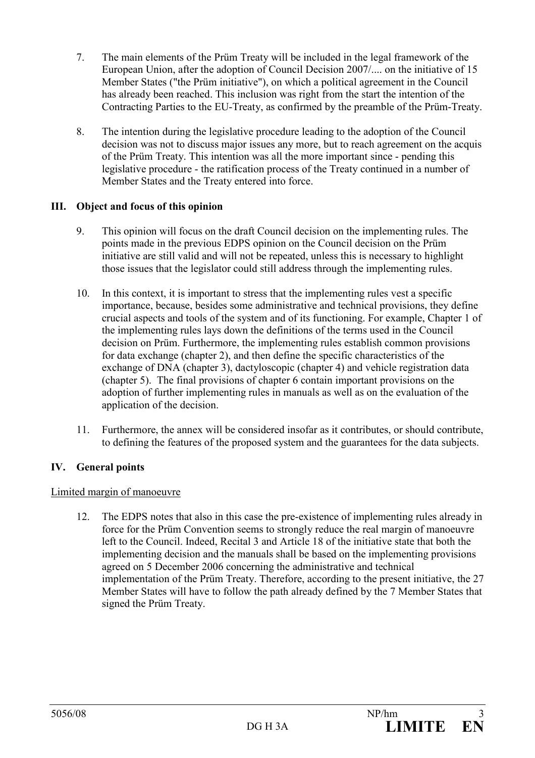7. The main elements of the Prüm Treaty will be included in the legal framework of the European Union, after the adoption of Council Decision 2007/.... on the initiative of 15 Member States ("the Prüm initiative"), on which a political agreement in the Council has already been reached. This inclusion was right from the start the intention of the Contracting Parties to the EU-Treaty, as confirmed by the preamble of the Prüm-Treaty.

8. The intention during the legislative procedure leading to the adoption of the Council decision was not to discuss major issues any more, but to reach agreement on the acquis of the Prüm Treaty. This intention was all the more important since - pending this legislative procedure - the ratification process of the Treaty continued in a number of Member States and the Treaty entered into force.

## III. Object and focus of this opinion

9. This opinion will focus on the draft Council decision on the implementing rules. The points made in the previous EDPS opinion on the Council decision on the Prüm initiative are still valid and will not be repeated, unless this is necessary to highlight those issues that the legislator could still address through the implementing rules.

10. In this context, it is important to stress that the implementing rules vest a specific importance, because, besides some administrative and technical provisions, they define crucial aspects and tools of the system and of its functioning. For example, Chapter 1 of the implementing rules lays down the definitions of the terms used in the Council decision on Prüm. Furthermore, the implementing rules establish common provisions for data exchange (chapter 2), and then define the specific characteristics of the exchange of DNA (chapter 3), dactyloscopic (chapter 4) and vehicle registration data (chapter 5). The final provisions of chapter 6 contain important provisions on the adoption of further implementing rules in manuals as well as on the evaluation of the application of the decision.

11. Furthermore, the annex will be considered insofar as it contributes, or should contribute, to defining the features of the proposed system and the guarantees for the data subjects.

## IV. General points

<u>Limited margin of manoeuvre</u>

12. The EDPS notes that also in this case the pre-existence of implementing rules already in force for the Prüm Convention seems to strongly reduce the real margin of manoeuvre left to the Council. Indeed, Recital 3 and Article 18 of the initiative state that both the implementing decision and the manuals shall be based on the implementing provisions agreed on 5 December 2006 concerning the administrative and technical implementation of the Prüm Treaty. Therefore, according to the present initiative, the 27 Member States will have to follow the path already defined by the 7 Member States that signed the Prüm Treaty.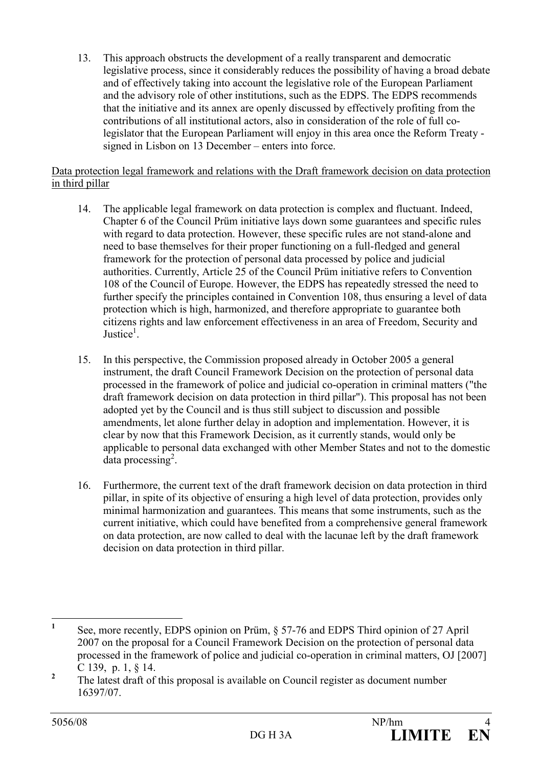13. This approach obstructs the development of a really transparent and democratic legislative process, since it considerably reduces the possibility of having a broad debate and of effectively taking into account the legislative role of the European Parliament and the advisory role of other institutions, such as the EDPS. The EDPS recommends that the initiative and its annex are openly discussed by effectively profiting from the contributions of all institutional actors, also in consideration of the role of full co-legislator that the European Parliament will enjoy in this area once the Reform Treaty - signed in Lisbon on 13 December – enters into force.

Data protection legal framework and relations with the Draft framework decision on data protection in third pillar

14. The applicable legal framework on data protection is complex and fluctuant. Indeed, Chapter 6 of the Council Prüm initiative lays down some guarantees and specific rules with regard to data protection. However, these specific rules are not stand-alone and need to base themselves for their proper functioning on a full-fledged and general framework for the protection of personal data processed by police and judicial authorities. Currently, Article 25 of the Council Prüm initiative refers to Convention 108 of the Council of Europe. However, the EDPS has repeatedly stressed the need to further specify the principles contained in Convention 108, thus ensuring a level of data protection which is high, harmonized, and therefore appropriate to guarantee both citizens rights and law enforcement effectiveness in an area of Freedom, Security and Justice[1].

15. In this perspective, the Commission proposed already in October 2005 a general instrument, the draft Council Framework Decision on the protection of personal data processed in the framework of police and judicial co-operation in criminal matters ("the draft framework decision on data protection in third pillar"). This proposal has not been adopted yet by the Council and is thus still subject to discussion and possible amendments, let alone further delay in adoption and implementation. However, it is clear by now that this Framework Decision, as it currently stands, would only be applicable to personal data exchanged with other Member States and not to the domestic data processing[2].

16. Furthermore, the current text of the draft framework decision on data protection in third pillar, in spite of its objective of ensuring a high level of data protection, provides only minimal harmonization and guarantees. This means that some instruments, such as the current initiative, which could have benefited from a comprehensive general framework on data protection, are now called to deal with the lacunae left by the draft framework decision on data protection in third pillar.

---

[1] See, more recently, EDPS opinion on Prüm, § 57-76 and EDPS Third opinion of 27 April 2007 on the proposal for a Council Framework Decision on the protection of personal data processed in the framework of police and judicial co-operation in criminal matters, OJ [2007] C 139, p. 1, § 14.

[2] The latest draft of this proposal is available on Council register as document number 16397/07.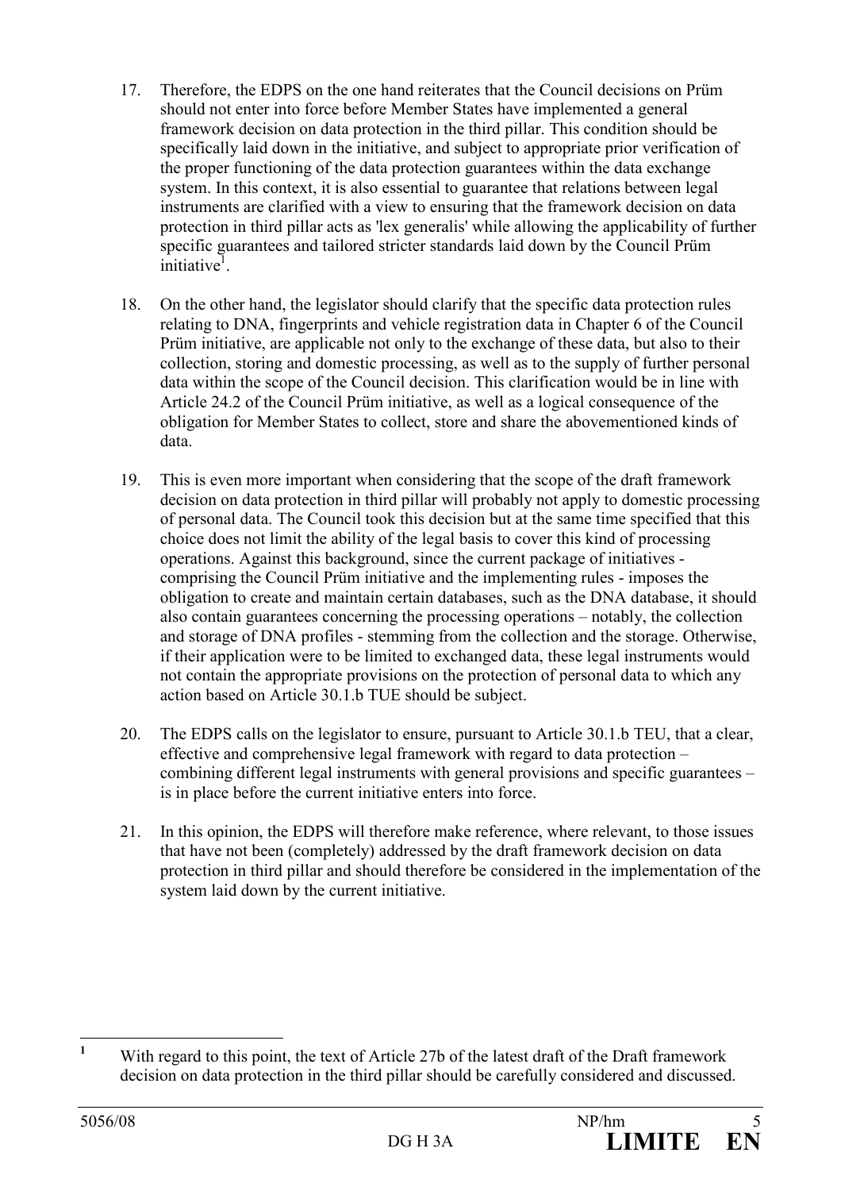17. Therefore, the EDPS on the one hand reiterates that the Council decisions on Prüm should not enter into force before Member States have implemented a general framework decision on data protection in the third pillar. This condition should be specifically laid down in the initiative, and subject to appropriate prior verification of the proper functioning of the data protection guarantees within the data exchange system. In this context, it is also essential to guarantee that relations between legal instruments are clarified with a view to ensuring that the framework decision on data protection in third pillar acts as 'lex generalis' while allowing the applicability of further specific guarantees and tailored stricter standards laid down by the Council Prüm initiative[1].

18. On the other hand, the legislator should clarify that the specific data protection rules relating to DNA, fingerprints and vehicle registration data in Chapter 6 of the Council Prüm initiative, are applicable not only to the exchange of these data, but also to their collection, storing and domestic processing, as well as to the supply of further personal data within the scope of the Council decision. This clarification would be in line with Article 24.2 of the Council Prüm initiative, as well as a logical consequence of the obligation for Member States to collect, store and share the abovementioned kinds of data.

19. This is even more important when considering that the scope of the draft framework decision on data protection in third pillar will probably not apply to domestic processing of personal data. The Council took this decision but at the same time specified that this choice does not limit the ability of the legal basis to cover this kind of processing operations. Against this background, since the current package of initiatives - comprising the Council Prüm initiative and the implementing rules - imposes the obligation to create and maintain certain databases, such as the DNA database, it should also contain guarantees concerning the processing operations – notably, the collection and storage of DNA profiles - stemming from the collection and the storage. Otherwise, if their application were to be limited to exchanged data, these legal instruments would not contain the appropriate provisions on the protection of personal data to which any action based on Article 30.1.b TUE should be subject.

20. The EDPS calls on the legislator to ensure, pursuant to Article 30.1.b TEU, that a clear, effective and comprehensive legal framework with regard to data protection – combining different legal instruments with general provisions and specific guarantees – is in place before the current initiative enters into force.

21. In this opinion, the EDPS will therefore make reference, where relevant, to those issues that have not been (completely) addressed by the draft framework decision on data protection in third pillar and should therefore be considered in the implementation of the system laid down by the current initiative.

---

[1] With regard to this point, the text of Article 27b of the latest draft of the Draft framework decision on data protection in the third pillar should be carefully considered and discussed.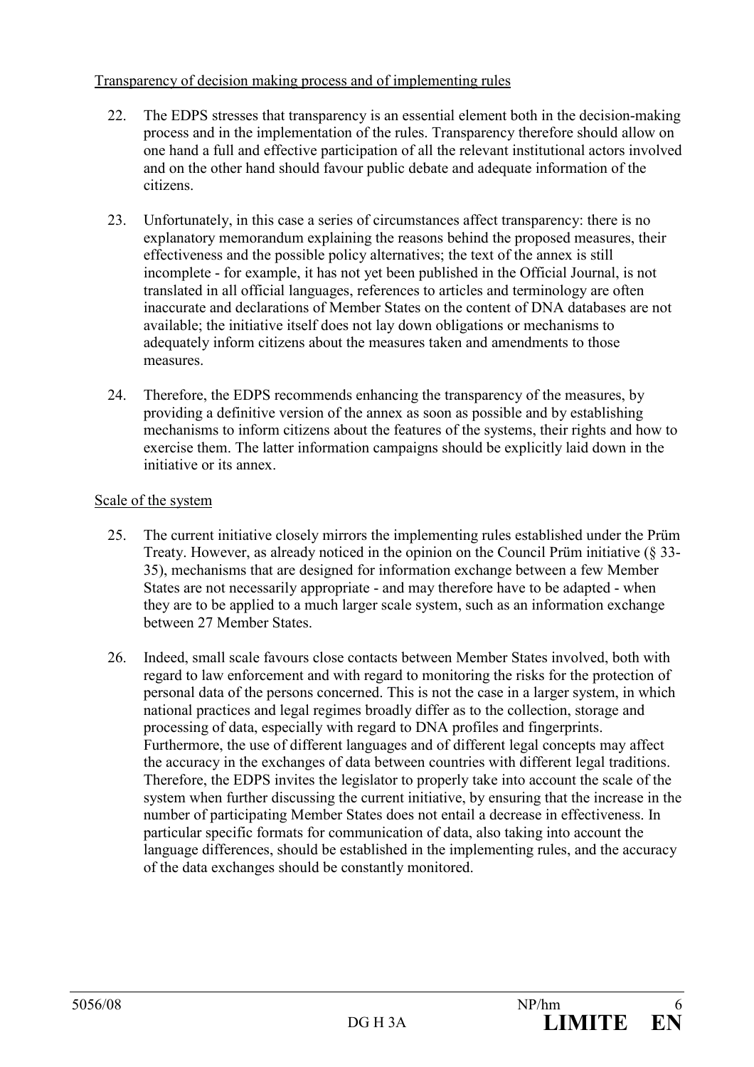Transparency of decision making process and of implementing rules

22. The EDPS stresses that transparency is an essential element both in the decision-making process and in the implementation of the rules. Transparency therefore should allow on one hand a full and effective participation of all the relevant institutional actors involved and on the other hand should favour public debate and adequate information of the citizens.

23. Unfortunately, in this case a series of circumstances affect transparency: there is no explanatory memorandum explaining the reasons behind the proposed measures, their effectiveness and the possible policy alternatives; the text of the annex is still incomplete - for example, it has not yet been published in the Official Journal, is not translated in all official languages, references to articles and terminology are often inaccurate and declarations of Member States on the content of DNA databases are not available; the initiative itself does not lay down obligations or mechanisms to adequately inform citizens about the measures taken and amendments to those measures.

24. Therefore, the EDPS recommends enhancing the transparency of the measures, by providing a definitive version of the annex as soon as possible and by establishing mechanisms to inform citizens about the features of the systems, their rights and how to exercise them. The latter information campaigns should be explicitly laid down in the initiative or its annex.

Scale of the system

25. The current initiative closely mirrors the implementing rules established under the Prüm Treaty. However, as already noticed in the opinion on the Council Prüm initiative (§ 33-35), mechanisms that are designed for information exchange between a few Member States are not necessarily appropriate - and may therefore have to be adapted - when they are to be applied to a much larger scale system, such as an information exchange between 27 Member States.

26. Indeed, small scale favours close contacts between Member States involved, both with regard to law enforcement and with regard to monitoring the risks for the protection of personal data of the persons concerned. This is not the case in a larger system, in which national practices and legal regimes broadly differ as to the collection, storage and processing of data, especially with regard to DNA profiles and fingerprints. Furthermore, the use of different languages and of different legal concepts may affect the accuracy in the exchanges of data between countries with different legal traditions. Therefore, the EDPS invites the legislator to properly take into account the scale of the system when further discussing the current initiative, by ensuring that the increase in the number of participating Member States does not entail a decrease in effectiveness. In particular specific formats for communication of data, also taking into account the language differences, should be established in the implementing rules, and the accuracy of the data exchanges should be constantly monitored.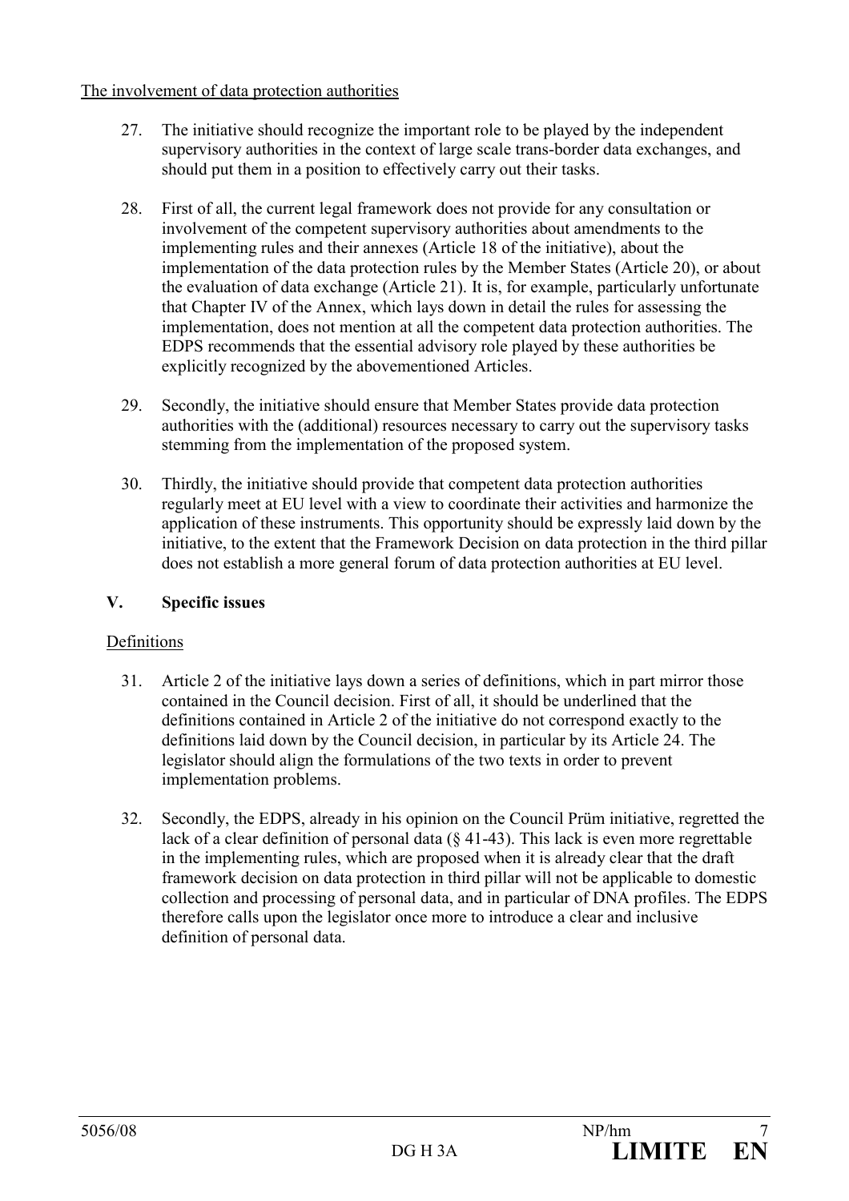The involvement of data protection authorities

27. The initiative should recognize the important role to be played by the independent supervisory authorities in the context of large scale trans-border data exchanges, and should put them in a position to effectively carry out their tasks.

28. First of all, the current legal framework does not provide for any consultation or involvement of the competent supervisory authorities about amendments to the implementing rules and their annexes (Article 18 of the initiative), about the implementation of the data protection rules by the Member States (Article 20), or about the evaluation of data exchange (Article 21). It is, for example, particularly unfortunate that Chapter IV of the Annex, which lays down in detail the rules for assessing the implementation, does not mention at all the competent data protection authorities. The EDPS recommends that the essential advisory role played by these authorities be explicitly recognized by the abovementioned Articles.

29. Secondly, the initiative should ensure that Member States provide data protection authorities with the (additional) resources necessary to carry out the supervisory tasks stemming from the implementation of the proposed system.

30. Thirdly, the initiative should provide that competent data protection authorities regularly meet at EU level with a view to coordinate their activities and harmonize the application of these instruments. This opportunity should be expressly laid down by the initiative, to the extent that the Framework Decision on data protection in the third pillar does not establish a more general forum of data protection authorities at EU level.

## V. Specific issues

Definitions

31. Article 2 of the initiative lays down a series of definitions, which in part mirror those contained in the Council decision. First of all, it should be underlined that the definitions contained in Article 2 of the initiative do not correspond exactly to the definitions laid down by the Council decision, in particular by its Article 24. The legislator should align the formulations of the two texts in order to prevent implementation problems.

32. Secondly, the EDPS, already in his opinion on the Council Prüm initiative, regretted the lack of a clear definition of personal data (§ 41-43). This lack is even more regrettable in the implementing rules, which are proposed when it is already clear that the draft framework decision on data protection in third pillar will not be applicable to domestic collection and processing of personal data, and in particular of DNA profiles. The EDPS therefore calls upon the legislator once more to introduce a clear and inclusive definition of personal data.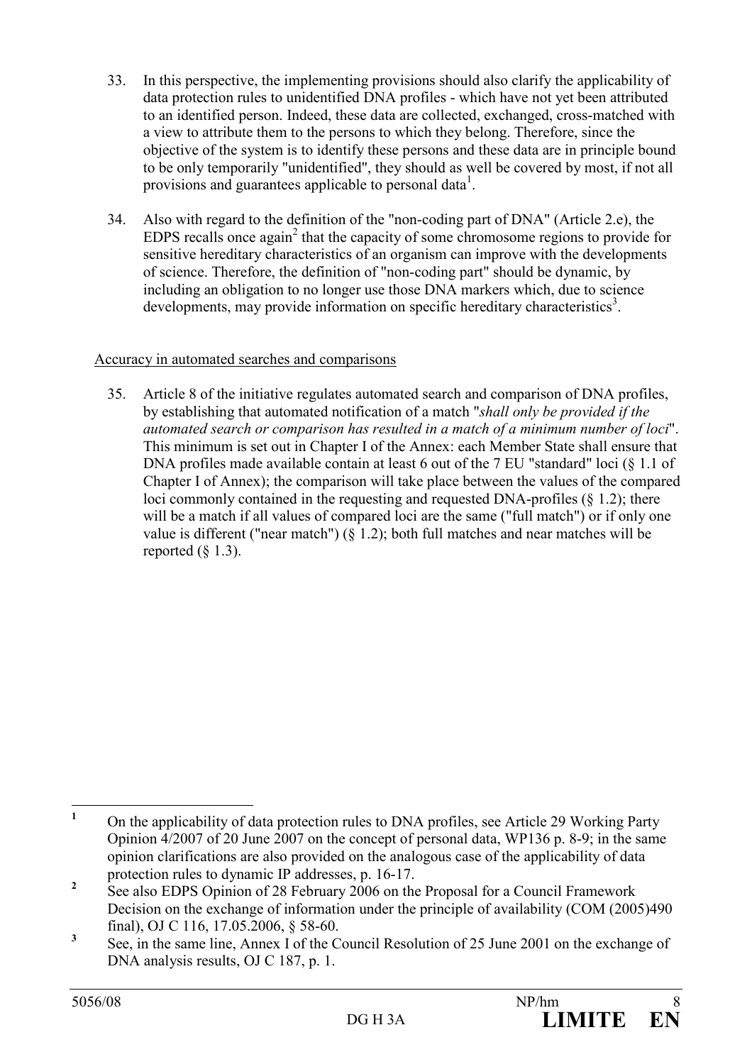33. In this perspective, the implementing provisions should also clarify the applicability of data protection rules to unidentified DNA profiles - which have not yet been attributed to an identified person. Indeed, these data are collected, exchanged, cross-matched with a view to attribute them to the persons to which they belong. Therefore, since the objective of the system is to identify these persons and these data are in principle bound to be only temporarily "unidentified", they should as well be covered by most, if not all provisions and guarantees applicable to personal data[1].

34. Also with regard to the definition of the "non-coding part of DNA" (Article 2.e), the EDPS recalls once again[2] that the capacity of some chromosome regions to provide for sensitive hereditary characteristics of an organism can improve with the developments of science. Therefore, the definition of "non-coding part" should be dynamic, by including an obligation to no longer use those DNA markers which, due to science developments, may provide information on specific hereditary characteristics[3].

Accuracy in automated searches and comparisons

35. Article 8 of the initiative regulates automated search and comparison of DNA profiles, by establishing that automated notification of a match "*shall only be provided if the automated search or comparison has resulted in a match of a minimum number of loci*". This minimum is set out in Chapter I of the Annex: each Member State shall ensure that DNA profiles made available contain at least 6 out of the 7 EU "standard" loci (§ 1.1 of Chapter I of Annex); the comparison will take place between the values of the compared loci commonly contained in the requesting and requested DNA-profiles (§ 1.2); there will be a match if all values of compared loci are the same ("full match") or if only one value is different ("near match") (§ 1.2); both full matches and near matches will be reported (§ 1.3).

---

[1] On the applicability of data protection rules to DNA profiles, see Article 29 Working Party Opinion 4/2007 of 20 June 2007 on the concept of personal data, WP136 p. 8-9; in the same opinion clarifications are also provided on the analogous case of the applicability of data protection rules to dynamic IP addresses, p. 16-17.

[2] See also EDPS Opinion of 28 February 2006 on the Proposal for a Council Framework Decision on the exchange of information under the principle of availability (COM (2005)490 final), OJ C 116, 17.05.2006, § 58-60.

[3] See, in the same line, Annex I of the Council Resolution of 25 June 2001 on the exchange of DNA analysis results, OJ C 187, p. 1.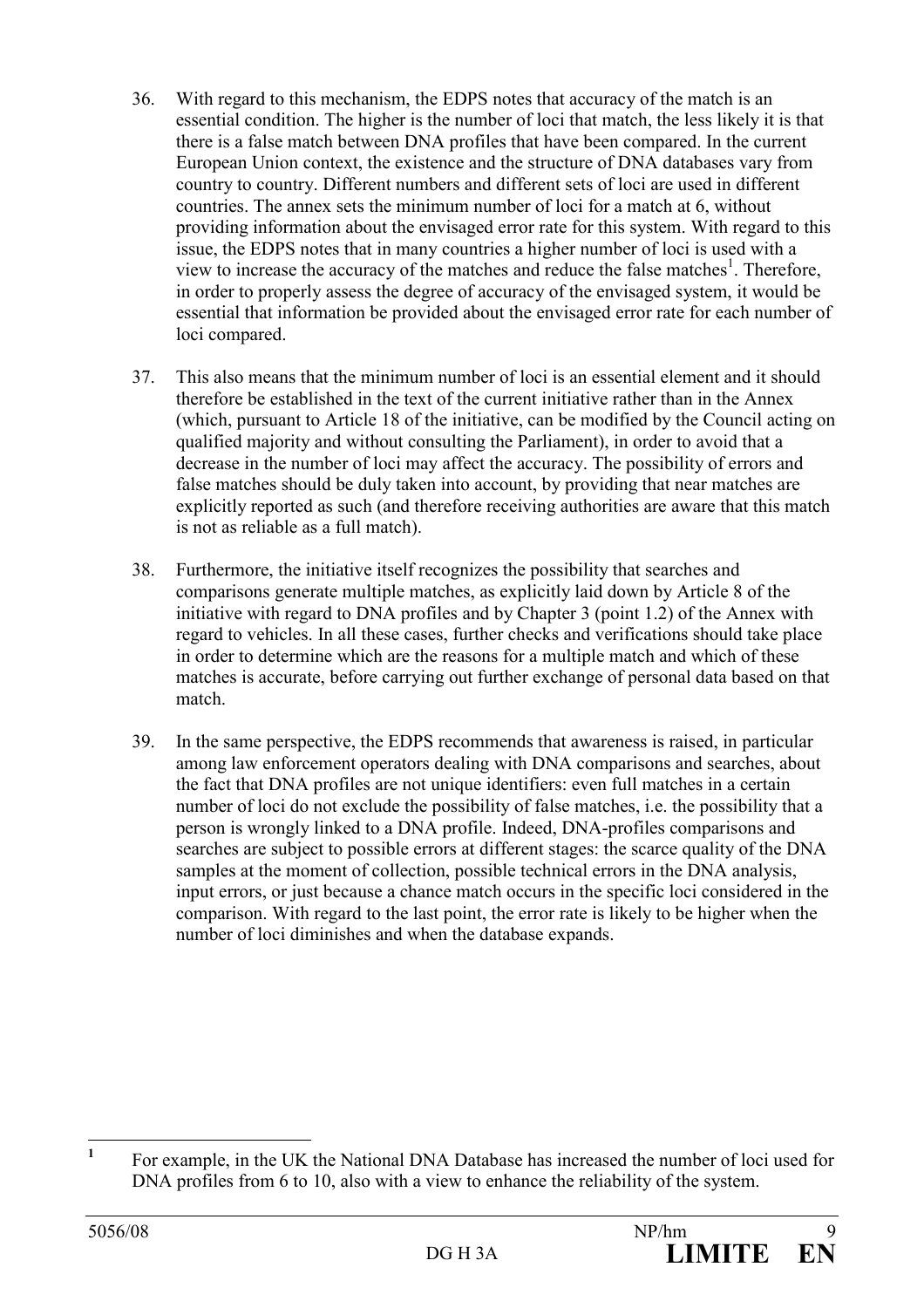36. With regard to this mechanism, the EDPS notes that accuracy of the match is an essential condition. The higher is the number of loci that match, the less likely it is that there is a false match between DNA profiles that have been compared. In the current European Union context, the existence and the structure of DNA databases vary from country to country. Different numbers and different sets of loci are used in different countries. The annex sets the minimum number of loci for a match at 6, without providing information about the envisaged error rate for this system. With regard to this issue, the EDPS notes that in many countries a higher number of loci is used with a view to increase the accuracy of the matches and reduce the false matches[1]. Therefore, in order to properly assess the degree of accuracy of the envisaged system, it would be essential that information be provided about the envisaged error rate for each number of loci compared.

37. This also means that the minimum number of loci is an essential element and it should therefore be established in the text of the current initiative rather than in the Annex (which, pursuant to Article 18 of the initiative, can be modified by the Council acting on qualified majority and without consulting the Parliament), in order to avoid that a decrease in the number of loci may affect the accuracy. The possibility of errors and false matches should be duly taken into account, by providing that near matches are explicitly reported as such (and therefore receiving authorities are aware that this match is not as reliable as a full match).

38. Furthermore, the initiative itself recognizes the possibility that searches and comparisons generate multiple matches, as explicitly laid down by Article 8 of the initiative with regard to DNA profiles and by Chapter 3 (point 1.2) of the Annex with regard to vehicles. In all these cases, further checks and verifications should take place in order to determine which are the reasons for a multiple match and which of these matches is accurate, before carrying out further exchange of personal data based on that match.

39. In the same perspective, the EDPS recommends that awareness is raised, in particular among law enforcement operators dealing with DNA comparisons and searches, about the fact that DNA profiles are not unique identifiers: even full matches in a certain number of loci do not exclude the possibility of false matches, i.e. the possibility that a person is wrongly linked to a DNA profile. Indeed, DNA-profiles comparisons and searches are subject to possible errors at different stages: the scarce quality of the DNA samples at the moment of collection, possible technical errors in the DNA analysis, input errors, or just because a chance match occurs in the specific loci considered in the comparison. With regard to the last point, the error rate is likely to be higher when the number of loci diminishes and when the database expands.

---

[1] For example, in the UK the National DNA Database has increased the number of loci used for DNA profiles from 6 to 10, also with a view to enhance the reliability of the system.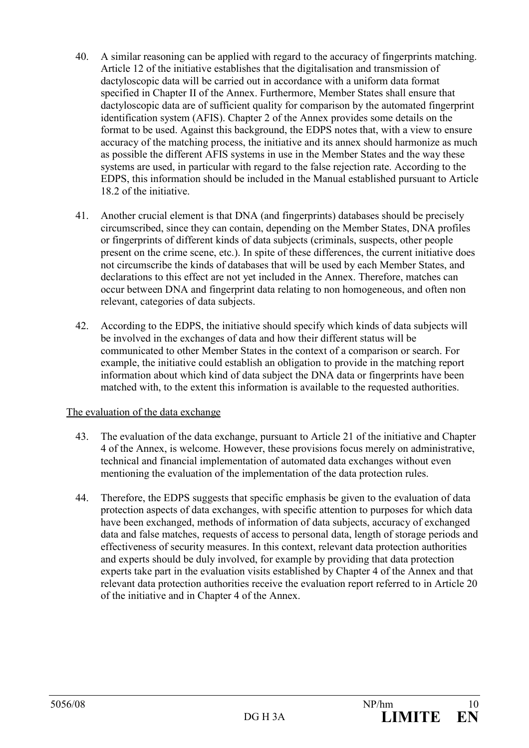40. A similar reasoning can be applied with regard to the accuracy of fingerprints matching. Article 12 of the initiative establishes that the digitalisation and transmission of dactyloscopic data will be carried out in accordance with a uniform data format specified in Chapter II of the Annex. Furthermore, Member States shall ensure that dactyloscopic data are of sufficient quality for comparison by the automated fingerprint identification system (AFIS). Chapter 2 of the Annex provides some details on the format to be used. Against this background, the EDPS notes that, with a view to ensure accuracy of the matching process, the initiative and its annex should harmonize as much as possible the different AFIS systems in use in the Member States and the way these systems are used, in particular with regard to the false rejection rate. According to the EDPS, this information should be included in the Manual established pursuant to Article 18.2 of the initiative.

41. Another crucial element is that DNA (and fingerprints) databases should be precisely circumscribed, since they can contain, depending on the Member States, DNA profiles or fingerprints of different kinds of data subjects (criminals, suspects, other people present on the crime scene, etc.). In spite of these differences, the current initiative does not circumscribe the kinds of databases that will be used by each Member States, and declarations to this effect are not yet included in the Annex. Therefore, matches can occur between DNA and fingerprint data relating to non homogeneous, and often non relevant, categories of data subjects.

42. According to the EDPS, the initiative should specify which kinds of data subjects will be involved in the exchanges of data and how their different status will be communicated to other Member States in the context of a comparison or search. For example, the initiative could establish an obligation to provide in the matching report information about which kind of data subject the DNA data or fingerprints have been matched with, to the extent this information is available to the requested authorities.

<u>The evaluation of the data exchange</u>

43. The evaluation of the data exchange, pursuant to Article 21 of the initiative and Chapter 4 of the Annex, is welcome. However, these provisions focus merely on administrative, technical and financial implementation of automated data exchanges without even mentioning the evaluation of the implementation of the data protection rules.

44. Therefore, the EDPS suggests that specific emphasis be given to the evaluation of data protection aspects of data exchanges, with specific attention to purposes for which data have been exchanged, methods of information of data subjects, accuracy of exchanged data and false matches, requests of access to personal data, length of storage periods and effectiveness of security measures. In this context, relevant data protection authorities and experts should be duly involved, for example by providing that data protection experts take part in the evaluation visits established by Chapter 4 of the Annex and that relevant data protection authorities receive the evaluation report referred to in Article 20 of the initiative and in Chapter 4 of the Annex.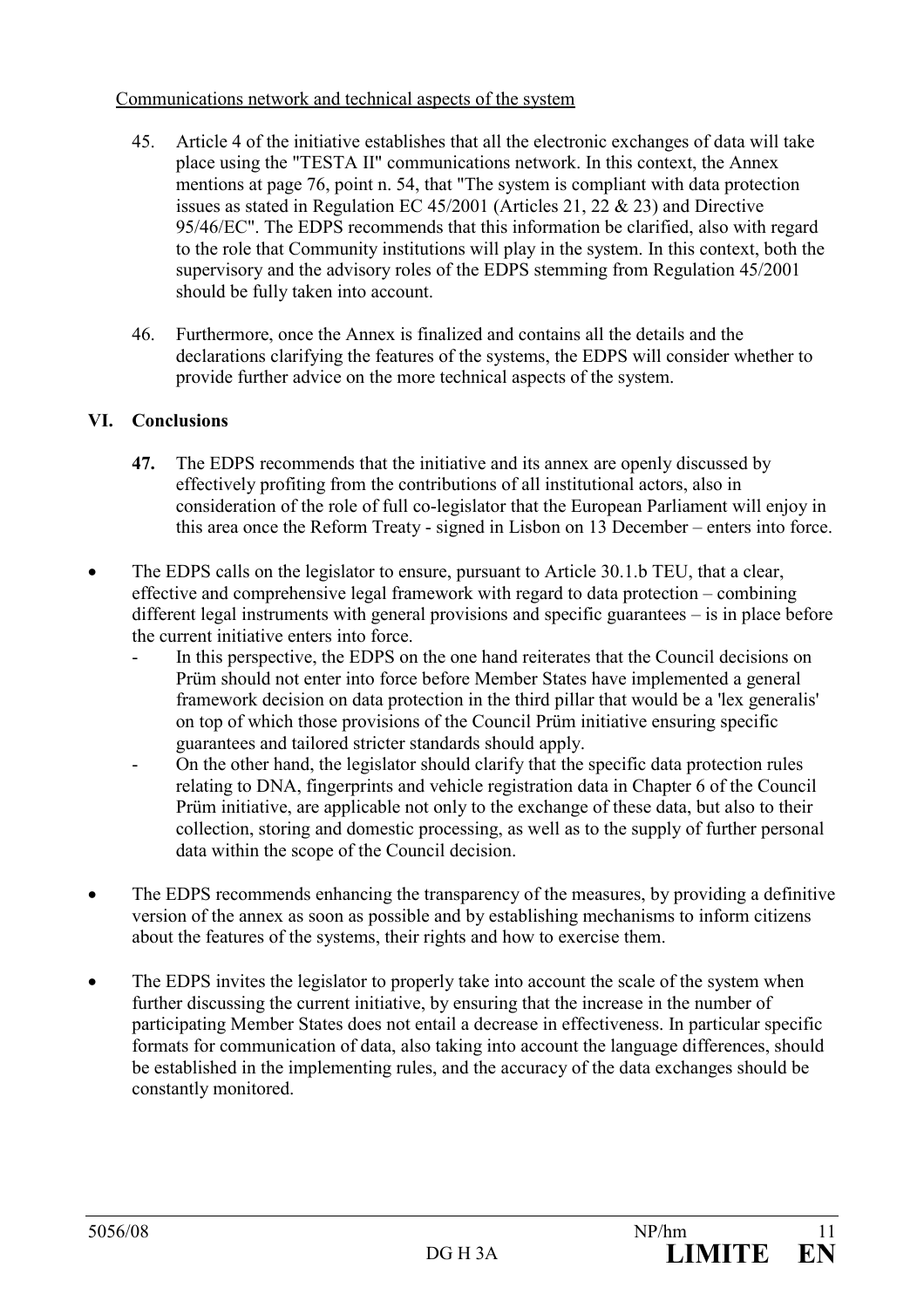Communications network and technical aspects of the system

45. Article 4 of the initiative establishes that all the electronic exchanges of data will take place using the "TESTA II" communications network. In this context, the Annex mentions at page 76, point n. 54, that "The system is compliant with data protection issues as stated in Regulation EC 45/2001 (Articles 21, 22 & 23) and Directive 95/46/EC". The EDPS recommends that this information be clarified, also with regard to the role that Community institutions will play in the system. In this context, both the supervisory and the advisory roles of the EDPS stemming from Regulation 45/2001 should be fully taken into account.

46. Furthermore, once the Annex is finalized and contains all the details and the declarations clarifying the features of the systems, the EDPS will consider whether to provide further advice on the more technical aspects of the system.

## VI. Conclusions

**47.** The EDPS recommends that the initiative and its annex are openly discussed by effectively profiting from the contributions of all institutional actors, also in consideration of the role of full co-legislator that the European Parliament will enjoy in this area once the Reform Treaty - signed in Lisbon on 13 December – enters into force.

- The EDPS calls on the legislator to ensure, pursuant to Article 30.1.b TEU, that a clear, effective and comprehensive legal framework with regard to data protection – combining different legal instruments with general provisions and specific guarantees – is in place before the current initiative enters into force.
  - In this perspective, the EDPS on the one hand reiterates that the Council decisions on Prüm should not enter into force before Member States have implemented a general framework decision on data protection in the third pillar that would be a 'lex generalis' on top of which those provisions of the Council Prüm initiative ensuring specific guarantees and tailored stricter standards should apply.
  - On the other hand, the legislator should clarify that the specific data protection rules relating to DNA, fingerprints and vehicle registration data in Chapter 6 of the Council Prüm initiative, are applicable not only to the exchange of these data, but also to their collection, storing and domestic processing, as well as to the supply of further personal data within the scope of the Council decision.
- The EDPS recommends enhancing the transparency of the measures, by providing a definitive version of the annex as soon as possible and by establishing mechanisms to inform citizens about the features of the systems, their rights and how to exercise them.
- The EDPS invites the legislator to properly take into account the scale of the system when further discussing the current initiative, by ensuring that the increase in the number of participating Member States does not entail a decrease in effectiveness. In particular specific formats for communication of data, also taking into account the language differences, should be established in the implementing rules, and the accuracy of the data exchanges should be constantly monitored.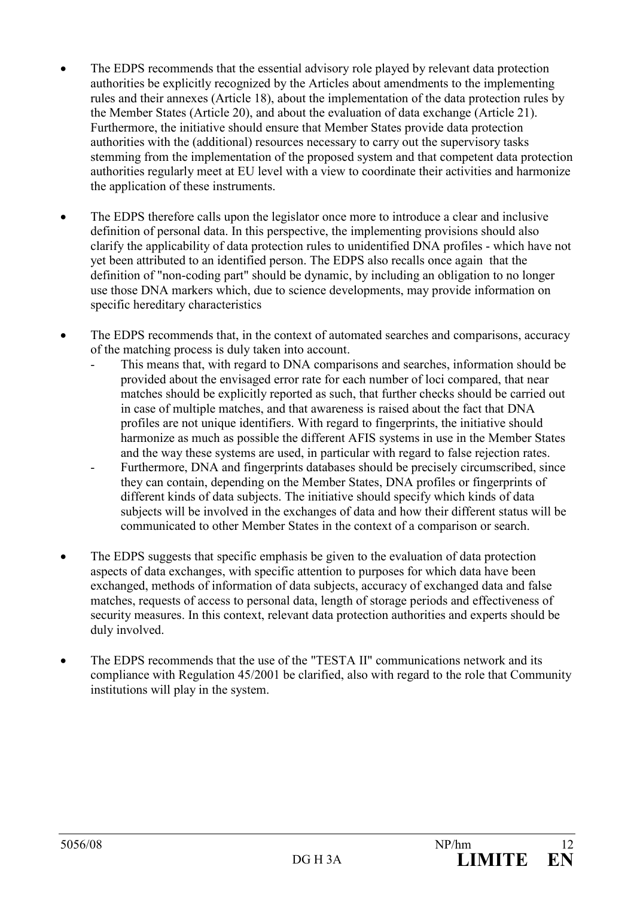- The EDPS recommends that the essential advisory role played by relevant data protection authorities be explicitly recognized by the Articles about amendments to the implementing rules and their annexes (Article 18), about the implementation of the data protection rules by the Member States (Article 20), and about the evaluation of data exchange (Article 21). Furthermore, the initiative should ensure that Member States provide data protection authorities with the (additional) resources necessary to carry out the supervisory tasks stemming from the implementation of the proposed system and that competent data protection authorities regularly meet at EU level with a view to coordinate their activities and harmonize the application of these instruments.

- The EDPS therefore calls upon the legislator once more to introduce a clear and inclusive definition of personal data. In this perspective, the implementing provisions should also clarify the applicability of data protection rules to unidentified DNA profiles - which have not yet been attributed to an identified person. The EDPS also recalls once again that the definition of "non-coding part" should be dynamic, by including an obligation to no longer use those DNA markers which, due to science developments, may provide information on specific hereditary characteristics

- The EDPS recommends that, in the context of automated searches and comparisons, accuracy of the matching process is duly taken into account.
  - This means that, with regard to DNA comparisons and searches, information should be provided about the envisaged error rate for each number of loci compared, that near matches should be explicitly reported as such, that further checks should be carried out in case of multiple matches, and that awareness is raised about the fact that DNA profiles are not unique identifiers. With regard to fingerprints, the initiative should harmonize as much as possible the different AFIS systems in use in the Member States and the way these systems are used, in particular with regard to false rejection rates.
  - Furthermore, DNA and fingerprints databases should be precisely circumscribed, since they can contain, depending on the Member States, DNA profiles or fingerprints of different kinds of data subjects. The initiative should specify which kinds of data subjects will be involved in the exchanges of data and how their different status will be communicated to other Member States in the context of a comparison or search.

- The EDPS suggests that specific emphasis be given to the evaluation of data protection aspects of data exchanges, with specific attention to purposes for which data have been exchanged, methods of information of data subjects, accuracy of exchanged data and false matches, requests of access to personal data, length of storage periods and effectiveness of security measures. In this context, relevant data protection authorities and experts should be duly involved.

- The EDPS recommends that the use of the "TESTA II" communications network and its compliance with Regulation 45/2001 be clarified, also with regard to the role that Community institutions will play in the system.